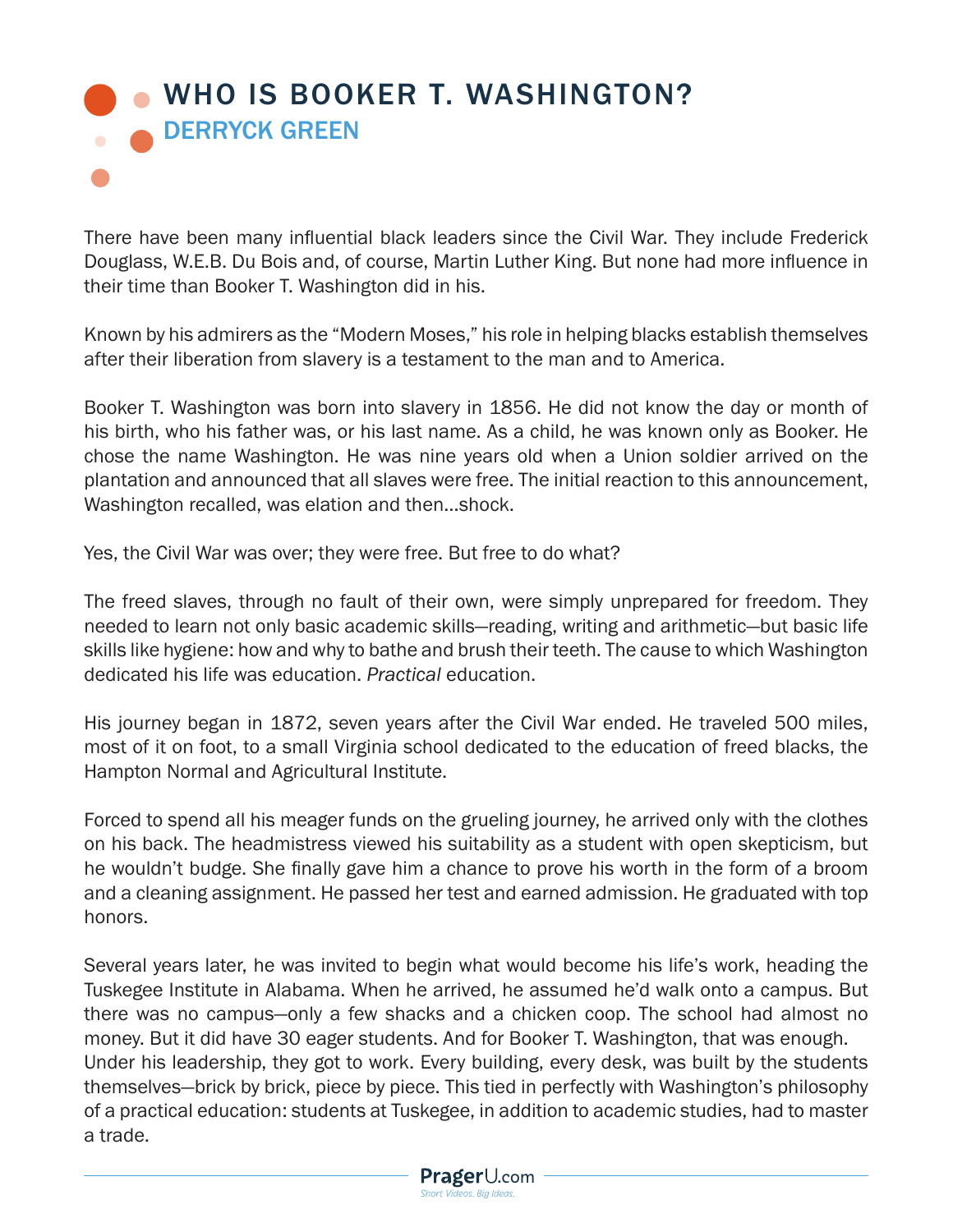# WHO IS BOOKER T. WASHINGTON?

## DERRYCK GREEN

There have been many influential black leaders since the Civil War. They include Frederick Douglass, W.E.B. Du Bois and, of course, Martin Luther King. But none had more influence in their time than Booker T. Washington did in his.

Known by his admirers as the "Modern Moses," his role in helping blacks establish themselves after their liberation from slavery is a testament to the man and to America.

Booker T. Washington was born into slavery in 1856. He did not know the day or month of his birth, who his father was, or his last name. As a child, he was known only as Booker. He chose the name Washington. He was nine years old when a Union soldier arrived on the plantation and announced that all slaves were free. The initial reaction to this announcement, Washington recalled, was elation and then...shock.

Yes, the Civil War was over; they were free. But free to do what?

The freed slaves, through no fault of their own, were simply unprepared for freedom. They needed to learn not only basic academic skills—reading, writing and arithmetic—but basic life skills like hygiene: how and why to bathe and brush their teeth. The cause to which Washington dedicated his life was education. *Practical* education.

His journey began in 1872, seven years after the Civil War ended. He traveled 500 miles, most of it on foot, to a small Virginia school dedicated to the education of freed blacks, the Hampton Normal and Agricultural Institute.

Forced to spend all his meager funds on the grueling journey, he arrived only with the clothes on his back. The headmistress viewed his suitability as a student with open skepticism, but he wouldn't budge. She finally gave him a chance to prove his worth in the form of a broom and a cleaning assignment. He passed her test and earned admission. He graduated with top honors.

Several years later, he was invited to begin what would become his life's work, heading the Tuskegee Institute in Alabama. When he arrived, he assumed he'd walk onto a campus. But there was no campus—only a few shacks and a chicken coop. The school had almost no money. But it did have 30 eager students. And for Booker T. Washington, that was enough.
Under his leadership, they got to work. Every building, every desk, was built by the students themselves—brick by brick, piece by piece. This tied in perfectly with Washington's philosophy of a practical education: students at Tuskegee, in addition to academic studies, had to master a trade.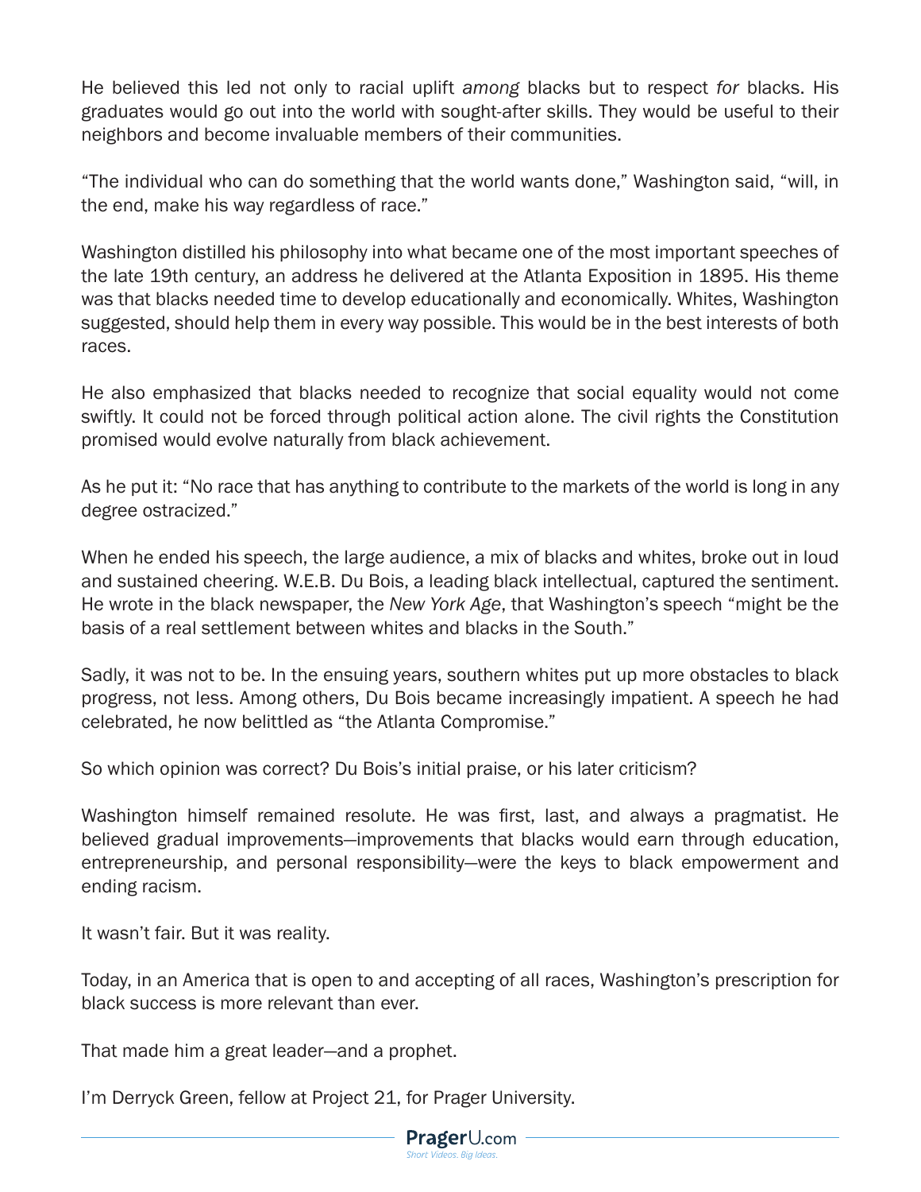He believed this led not only to racial uplift *among* blacks but to respect *for* blacks. His graduates would go out into the world with sought-after skills. They would be useful to their neighbors and become invaluable members of their communities.

"The individual who can do something that the world wants done," Washington said, "will, in the end, make his way regardless of race."

Washington distilled his philosophy into what became one of the most important speeches of the late 19th century, an address he delivered at the Atlanta Exposition in 1895. His theme was that blacks needed time to develop educationally and economically. Whites, Washington suggested, should help them in every way possible. This would be in the best interests of both races.

He also emphasized that blacks needed to recognize that social equality would not come swiftly. It could not be forced through political action alone. The civil rights the Constitution promised would evolve naturally from black achievement.

As he put it: "No race that has anything to contribute to the markets of the world is long in any degree ostracized."

When he ended his speech, the large audience, a mix of blacks and whites, broke out in loud and sustained cheering. W.E.B. Du Bois, a leading black intellectual, captured the sentiment. He wrote in the black newspaper, the *New York Age*, that Washington's speech "might be the basis of a real settlement between whites and blacks in the South."

Sadly, it was not to be. In the ensuing years, southern whites put up more obstacles to black progress, not less. Among others, Du Bois became increasingly impatient. A speech he had celebrated, he now belittled as "the Atlanta Compromise."

So which opinion was correct? Du Bois's initial praise, or his later criticism?

Washington himself remained resolute. He was first, last, and always a pragmatist. He believed gradual improvements—improvements that blacks would earn through education, entrepreneurship, and personal responsibility—were the keys to black empowerment and ending racism.

It wasn't fair. But it was reality.

Today, in an America that is open to and accepting of all races, Washington's prescription for black success is more relevant than ever.

That made him a great leader—and a prophet.

I'm Derryck Green, fellow at Project 21, for Prager University.